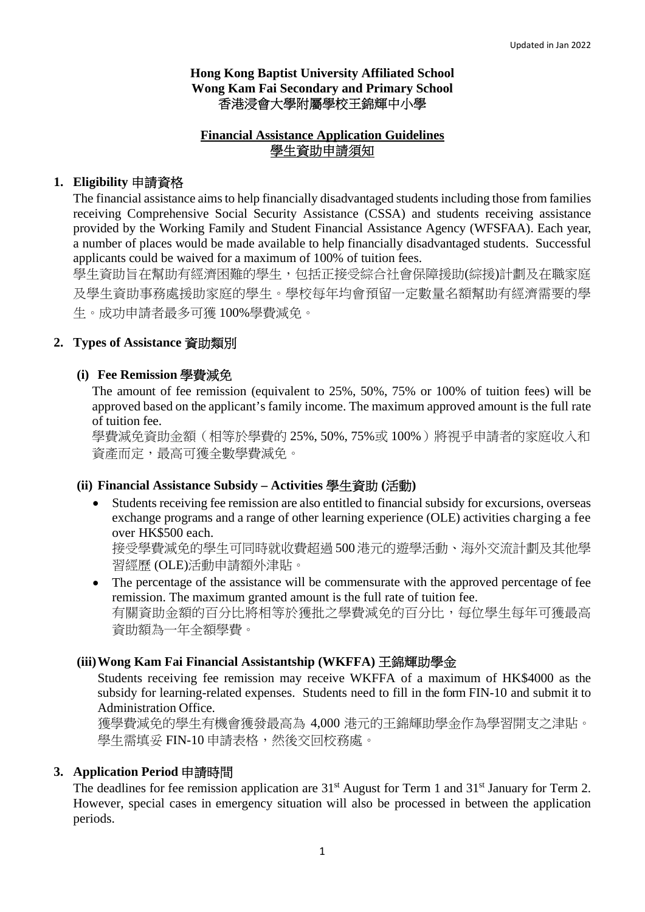Updated in Jan 2022

**Hong Kong Baptist University Affiliated School**
**Wong Kam Fai Secondary and Primary School**
香港浸會大學附屬學校王錦輝中小學

## Financial Assistance Application Guidelines
## 學生資助申請須知

### 1. Eligibility 申請資格

The financial assistance aims to help financially disadvantaged students including those from families receiving Comprehensive Social Security Assistance (CSSA) and students receiving assistance provided by the Working Family and Student Financial Assistance Agency (WFSFAA). Each year, a number of places would be made available to help financially disadvantaged students. Successful applicants could be waived for a maximum of 100% of tuition fees.

學生資助旨在幫助有經濟困難的學生，包括正接受綜合社會保障援助(綜援)計劃及在職家庭及學生資助事務處援助家庭的學生。學校每年均會預留一定數量名額幫助有經濟需要的學生。成功申請者最多可獲 100%學費減免。

### 2. Types of Assistance 資助類別

#### (i) Fee Remission 學費減免

The amount of fee remission (equivalent to 25%, 50%, 75% or 100% of tuition fees) will be approved based on the applicant's family income. The maximum approved amount is the full rate of tuition fee.

學費減免資助金額（相等於學費的 25%, 50%, 75%或 100%）將視乎申請者的家庭收入和資產而定，最高可獲全數學費減免。

#### (ii) Financial Assistance Subsidy – Activities 學生資助 (活動)

- Students receiving fee remission are also entitled to financial subsidy for excursions, overseas exchange programs and a range of other learning experience (OLE) activities charging a fee over HK$500 each.
  接受學費減免的學生可同時就收費超過 500 港元的遊學活動、海外交流計劃及其他學習經歷 (OLE)活動申請額外津貼。
- The percentage of the assistance will be commensurate with the approved percentage of fee remission. The maximum granted amount is the full rate of tuition fee.
  有關資助金額的百分比將相等於獲批之學費減免的百分比，每位學生每年可獲最高資助額為一年全額學費。

#### (iii) Wong Kam Fai Financial Assistantship (WKFFA) 王錦輝助學金

Students receiving fee remission may receive WKFFA of a maximum of HK$4000 as the subsidy for learning-related expenses. Students need to fill in the form FIN-10 and submit it to Administration Office.

獲學費減免的學生有機會獲發最高為 4,000 港元的王錦輝助學金作為學習開支之津貼。學生需填妥 FIN-10 申請表格，然後交回校務處。

### 3. Application Period 申請時間

The deadlines for fee remission application are 31st August for Term 1 and 31st January for Term 2. However, special cases in emergency situation will also be processed in between the application periods.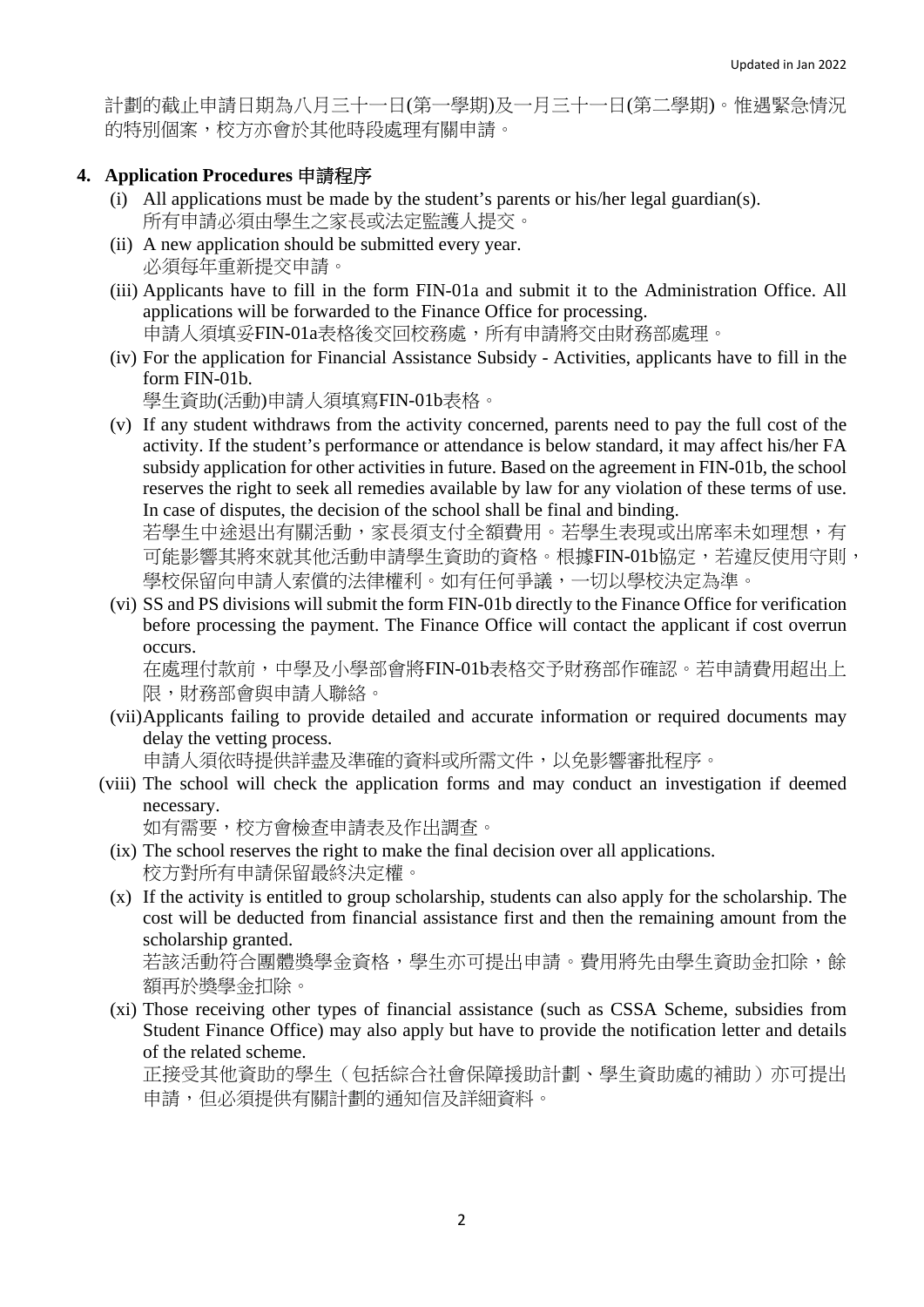計劃的截止申請日期為八月三十一日(第一學期)及一月三十一日(第二學期)。惟遇緊急情況的特別個案，校方亦會於其他時段處理有關申請。

## 4. Application Procedures 申請程序

(i) All applications must be made by the student's parents or his/her legal guardian(s).
所有申請必須由學生之家長或法定監護人提交。

(ii) A new application should be submitted every year.
必須每年重新提交申請。

(iii) Applicants have to fill in the form FIN-01a and submit it to the Administration Office. All applications will be forwarded to the Finance Office for processing.
申請人須填妥FIN-01a表格後交回校務處，所有申請將交由財務部處理。

(iv) For the application for Financial Assistance Subsidy - Activities, applicants have to fill in the form FIN-01b.
學生資助(活動)申請人須填寫FIN-01b表格。

(v) If any student withdraws from the activity concerned, parents need to pay the full cost of the activity. If the student's performance or attendance is below standard, it may affect his/her FA subsidy application for other activities in future. Based on the agreement in FIN-01b, the school reserves the right to seek all remedies available by law for any violation of these terms of use. In case of disputes, the decision of the school shall be final and binding.
若學生中途退出有關活動，家長須支付全額費用。若學生表現或出席率未如理想，有可能影響其將來就其他活動申請學生資助的資格。根據FIN-01b協定，若違反使用守則，學校保留向申請人索償的法律權利。如有任何爭議，一切以學校決定為準。

(vi) SS and PS divisions will submit the form FIN-01b directly to the Finance Office for verification before processing the payment. The Finance Office will contact the applicant if cost overrun occurs.
在處理付款前，中學及小學部會將FIN-01b表格交予財務部作確認。若申請費用超出上限，財務部會與申請人聯絡。

(vii) Applicants failing to provide detailed and accurate information or required documents may delay the vetting process.
申請人須依時提供詳盡及準確的資料或所需文件，以免影響審批程序。

(viii) The school will check the application forms and may conduct an investigation if deemed necessary.
如有需要，校方會檢查申請表及作出調查。

(ix) The school reserves the right to make the final decision over all applications.
校方對所有申請保留最終決定權。

(x) If the activity is entitled to group scholarship, students can also apply for the scholarship. The cost will be deducted from financial assistance first and then the remaining amount from the scholarship granted.
若該活動符合團體獎學金資格，學生亦可提出申請。費用將先由學生資助金扣除，餘額再於獎學金扣除。

(xi) Those receiving other types of financial assistance (such as CSSA Scheme, subsidies from Student Finance Office) may also apply but have to provide the notification letter and details of the related scheme.
正接受其他資助的學生（包括綜合社會保障援助計劃、學生資助處的補助）亦可提出申請，但必須提供有關計劃的通知信及詳細資料。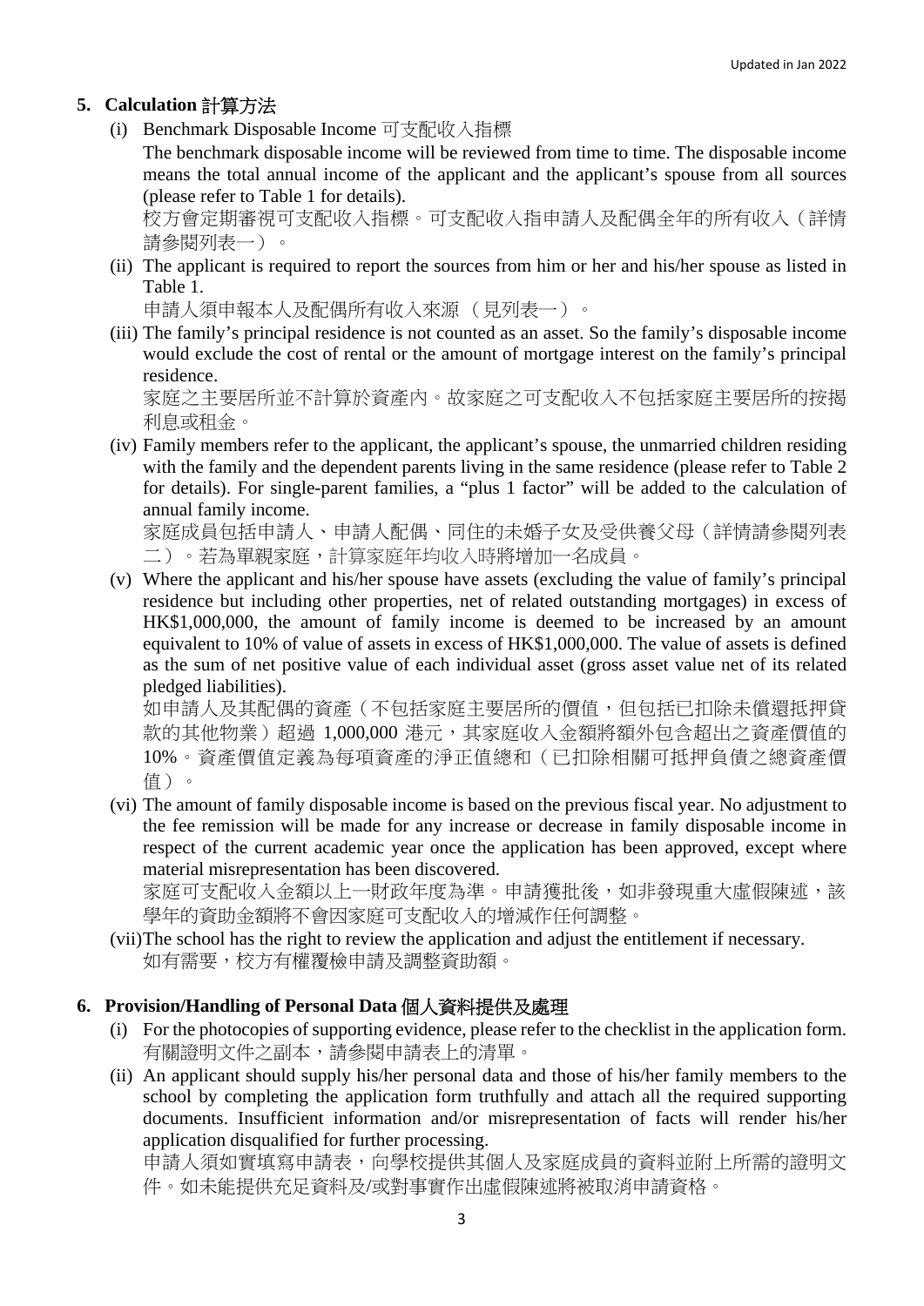## 5. Calculation 計算方法

(i) Benchmark Disposable Income 可支配收入指標

The benchmark disposable income will be reviewed from time to time. The disposable income means the total annual income of the applicant and the applicant's spouse from all sources (please refer to Table 1 for details).

校方會定期審視可支配收入指標。可支配收入指申請人及配偶全年的所有收入（詳情請參閱列表一）。

(ii) The applicant is required to report the sources from him or her and his/her spouse as listed in Table 1.

申請人須申報本人及配偶所有收入來源（見列表一）。

(iii) The family's principal residence is not counted as an asset. So the family's disposable income would exclude the cost of rental or the amount of mortgage interest on the family's principal residence.

家庭之主要居所並不計算於資產內。故家庭之可支配收入不包括家庭主要居所的按揭利息或租金。

(iv) Family members refer to the applicant, the applicant's spouse, the unmarried children residing with the family and the dependent parents living in the same residence (please refer to Table 2 for details). For single-parent families, a "plus 1 factor" will be added to the calculation of annual family income.

家庭成員包括申請人、申請人配偶、同住的未婚子女及受供養父母（詳情請參閱列表二）。若為單親家庭，計算家庭年均收入時將增加一名成員。

(v) Where the applicant and his/her spouse have assets (excluding the value of family's principal residence but including other properties, net of related outstanding mortgages) in excess of HK$1,000,000, the amount of family income is deemed to be increased by an amount equivalent to 10% of value of assets in excess of HK$1,000,000. The value of assets is defined as the sum of net positive value of each individual asset (gross asset value net of its related pledged liabilities).

如申請人及其配偶的資產（不包括家庭主要居所的價值，但包括已扣除未償還抵押貸款的其他物業）超過 1,000,000 港元，其家庭收入金額將額外包含超出之資產價值的 10%。資產價值定義為每項資產的淨正值總和（已扣除相關可抵押負債之總資產價值）。

(vi) The amount of family disposable income is based on the previous fiscal year. No adjustment to the fee remission will be made for any increase or decrease in family disposable income in respect of the current academic year once the application has been approved, except where material misrepresentation has been discovered.

家庭可支配收入金額以上一財政年度為準。申請獲批後，如非發現重大虛假陳述，該學年的資助金額將不會因家庭可支配收入的增減作任何調整。

(vii) The school has the right to review the application and adjust the entitlement if necessary.

如有需要，校方有權覆檢申請及調整資助額。

## 6. Provision/Handling of Personal Data 個人資料提供及處理

(i) For the photocopies of supporting evidence, please refer to the checklist in the application form.

有關證明文件之副本，請參閱申請表上的清單。

(ii) An applicant should supply his/her personal data and those of his/her family members to the school by completing the application form truthfully and attach all the required supporting documents. Insufficient information and/or misrepresentation of facts will render his/her application disqualified for further processing.

申請人須如實填寫申請表，向學校提供其個人及家庭成員的資料並附上所需的證明文件。如未能提供充足資料及/或對事實作出虛假陳述將被取消申請資格。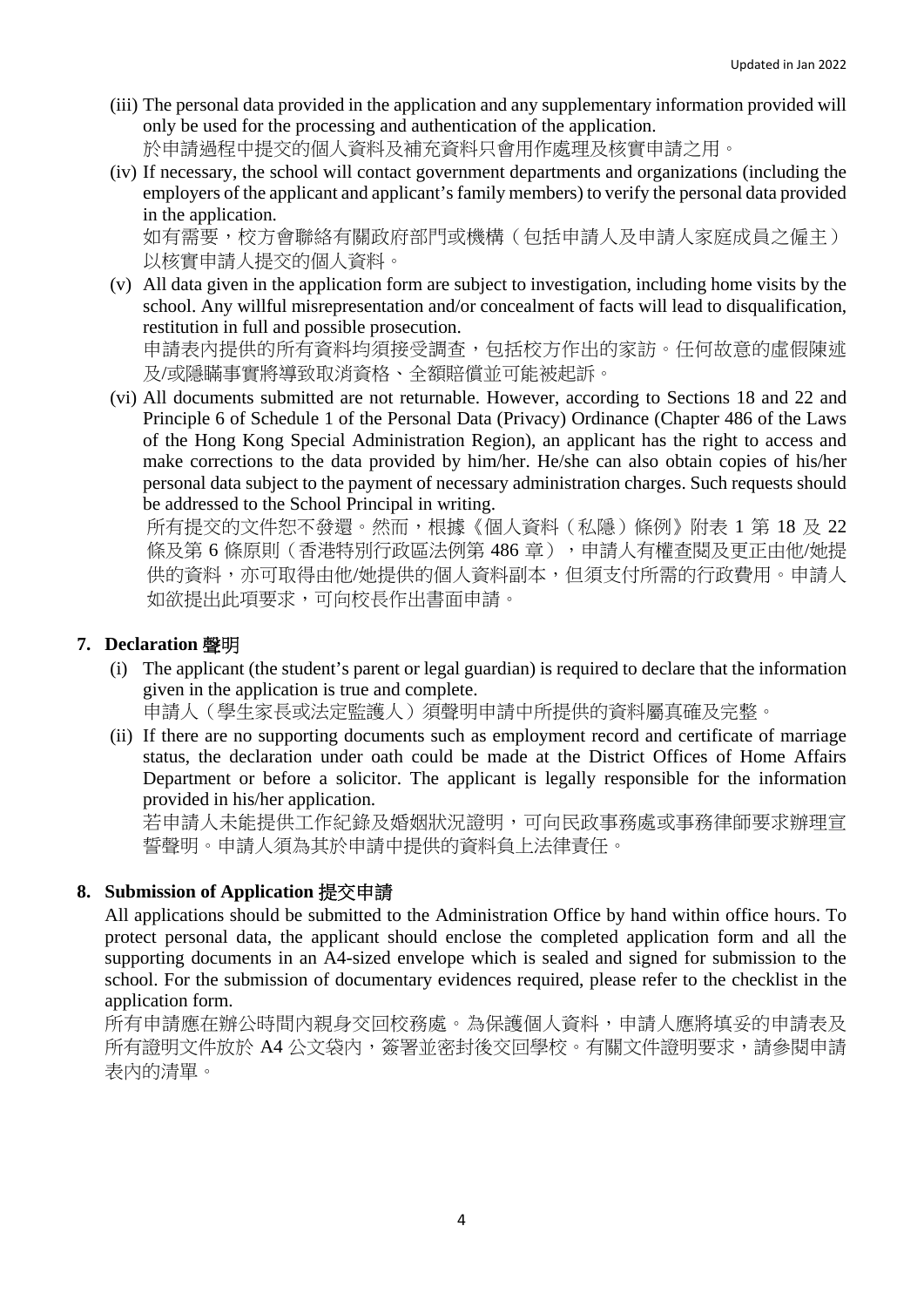(iii) The personal data provided in the application and any supplementary information provided will only be used for the processing and authentication of the application.
於申請過程中提交的個人資料及補充資料只會用作處理及核實申請之用。

(iv) If necessary, the school will contact government departments and organizations (including the employers of the applicant and applicant's family members) to verify the personal data provided in the application.
如有需要，校方會聯絡有關政府部門或機構（包括申請人及申請人家庭成員之僱主）以核實申請人提交的個人資料。

(v) All data given in the application form are subject to investigation, including home visits by the school. Any willful misrepresentation and/or concealment of facts will lead to disqualification, restitution in full and possible prosecution.
申請表內提供的所有資料均須接受調查，包括校方作出的家訪。任何故意的虛假陳述及/或隱瞞事實將導致取消資格、全額賠償並可能被起訴。

(vi) All documents submitted are not returnable. However, according to Sections 18 and 22 and Principle 6 of Schedule 1 of the Personal Data (Privacy) Ordinance (Chapter 486 of the Laws of the Hong Kong Special Administration Region), an applicant has the right to access and make corrections to the data provided by him/her. He/she can also obtain copies of his/her personal data subject to the payment of necessary administration charges. Such requests should be addressed to the School Principal in writing.
所有提交的文件恕不發還。然而，根據《個人資料（私隱）條例》附表 1 第 18 及 22 條及第 6 條原則（香港特別行政區法例第 486 章），申請人有權查閱及更正由他/她提供的資料，亦可取得由他/她提供的個人資料副本，但須支付所需的行政費用。申請人如欲提出此項要求，可向校長作出書面申請。

## 7. Declaration 聲明

(i) The applicant (the student's parent or legal guardian) is required to declare that the information given in the application is true and complete.
申請人（學生家長或法定監護人）須聲明申請中所提供的資料屬真確及完整。

(ii) If there are no supporting documents such as employment record and certificate of marriage status, the declaration under oath could be made at the District Offices of Home Affairs Department or before a solicitor. The applicant is legally responsible for the information provided in his/her application.
若申請人未能提供工作紀錄及婚姻狀況證明，可向民政事務處或事務律師要求辦理宣誓聲明。申請人須為其於申請中提供的資料負上法律責任。

## 8. Submission of Application 提交申請

All applications should be submitted to the Administration Office by hand within office hours. To protect personal data, the applicant should enclose the completed application form and all the supporting documents in an A4-sized envelope which is sealed and signed for submission to the school. For the submission of documentary evidences required, please refer to the checklist in the application form.
所有申請應在辦公時間內親身交回校務處。為保護個人資料，申請人應將填妥的申請表及所有證明文件放於 A4 公文袋內，簽署並密封後交回學校。有關文件證明要求，請參閱申請表內的清單。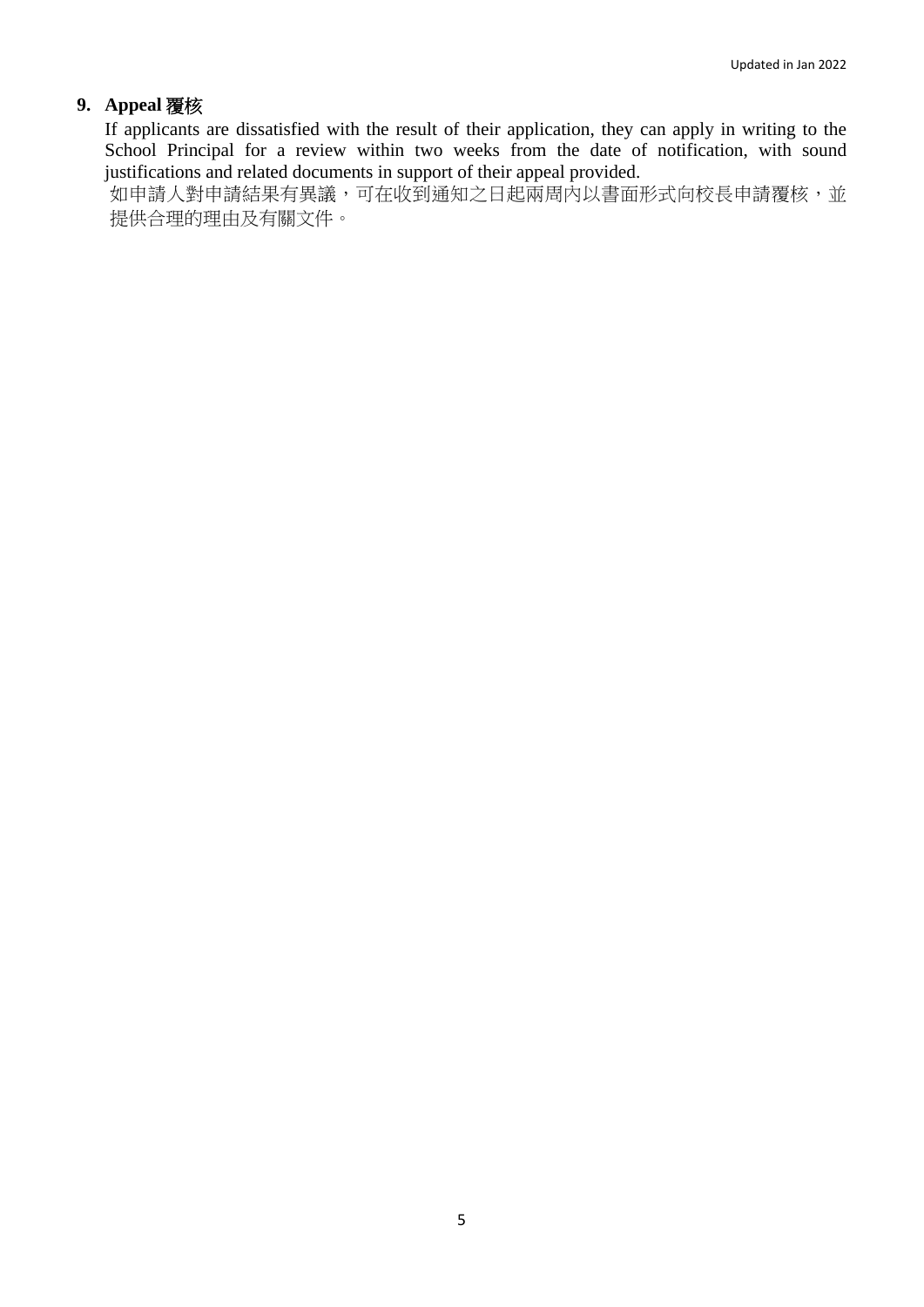## 9. Appeal 覆核

If applicants are dissatisfied with the result of their application, they can apply in writing to the School Principal for a review within two weeks from the date of notification, with sound justifications and related documents in support of their appeal provided.

如申請人對申請結果有異議，可在收到通知之日起兩周內以書面形式向校長申請覆核，並提供合理的理由及有關文件。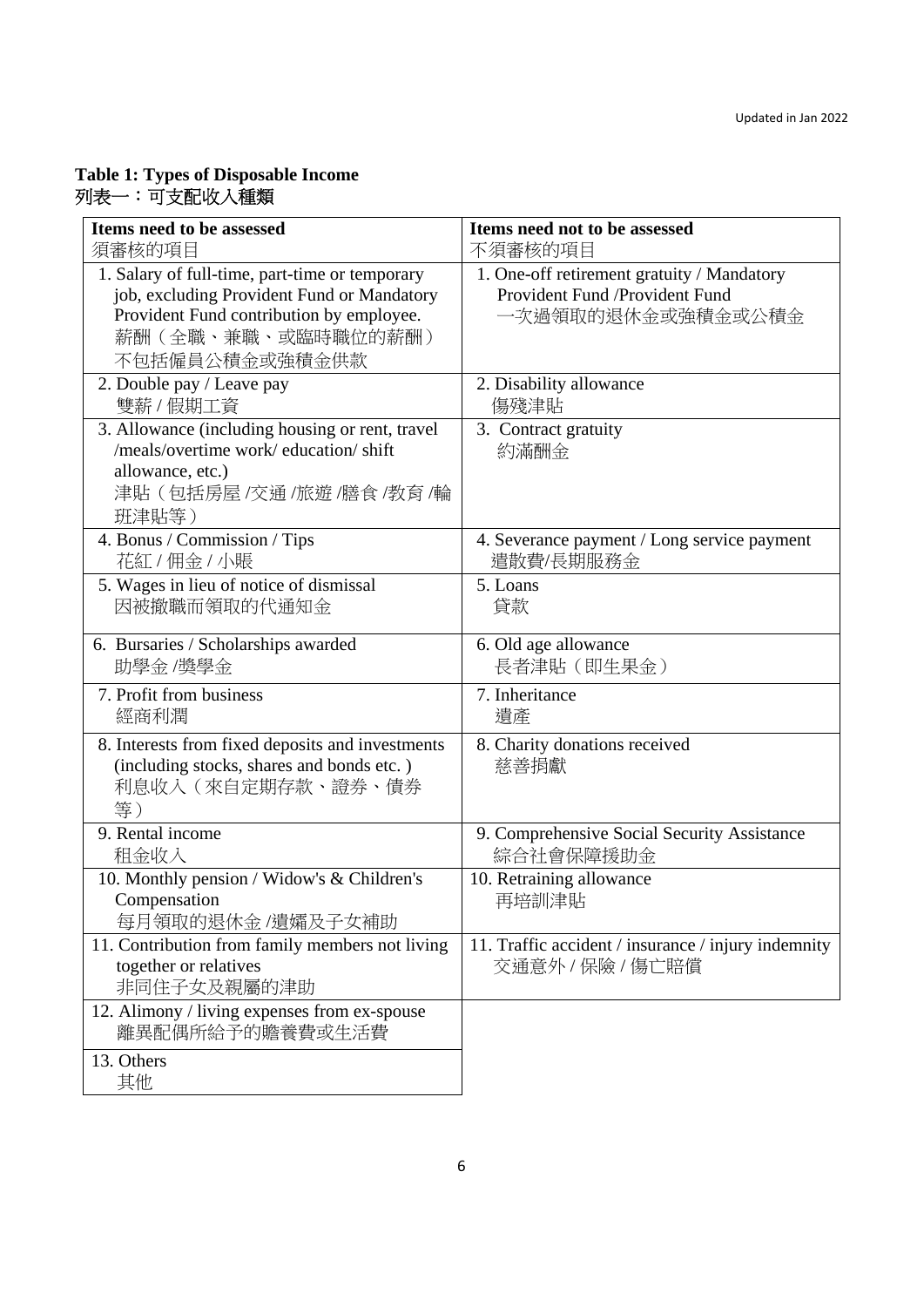Updated in Jan 2022

**Table 1: Types of Disposable Income**
**列表一：可支配收入種類**

| **Items need to be assessed** 須審核的項目 | **Items need not to be assessed** 不須審核的項目 |
|---|---|
| 1. Salary of full-time, part-time or temporary job, excluding Provident Fund or Mandatory Provident Fund contribution by employee. 薪酬（全職、兼職、或臨時職位的薪酬）不包括僱員公積金或強積金供款 | 1. One-off retirement gratuity / Mandatory Provident Fund /Provident Fund 一次過領取的退休金或強積金或公積金 |
| 2. Double pay / Leave pay 雙薪 / 假期工資 | 2. Disability allowance 傷殘津貼 |
| 3. Allowance (including housing or rent, travel /meals/overtime work/ education/ shift allowance, etc.) 津貼（包括房屋 /交通 /旅遊 /膳食 /教育 /輪班津貼等） | 3. Contract gratuity 約滿酬金 |
| 4. Bonus / Commission / Tips 花紅 / 佣金 / 小賬 | 4. Severance payment / Long service payment 遣散費/長期服務金 |
| 5. Wages in lieu of notice of dismissal 因被撤職而領取的代通知金 | 5. Loans 貸款 |
| 6. Bursaries / Scholarships awarded 助學金 /獎學金 | 6. Old age allowance 長者津貼（即生果金） |
| 7. Profit from business 經商利潤 | 7. Inheritance 遺產 |
| 8. Interests from fixed deposits and investments (including stocks, shares and bonds etc. ) 利息收入（來自定期存款、證券、債券等） | 8. Charity donations received 慈善捐獻 |
| 9. Rental income 租金收入 | 9. Comprehensive Social Security Assistance 綜合社會保障援助金 |
| 10. Monthly pension / Widow's & Children's Compensation 每月領取的退休金 /遺孀及子女補助 | 10. Retraining allowance 再培訓津貼 |
| 11. Contribution from family members not living together or relatives 非同住子女及親屬的津助 | 11. Traffic accident / insurance / injury indemnity 交通意外 / 保險 / 傷亡賠償 |
| 12. Alimony / living expenses from ex-spouse 離異配偶所給予的贍養費或生活費 | |
| 13. Others 其他 | |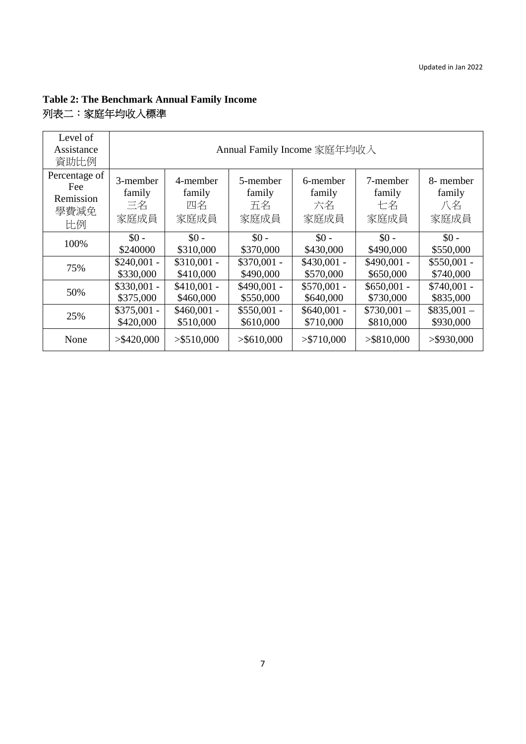**Table 2: The Benchmark Annual Family Income**
列表二：家庭年均收入標準

| Level of Assistance 資助比例 | Annual Family Income 家庭年均收入 | | | | | |
|---|---|---|---|---|---|---|
| Percentage of Fee Remission 學費減免比例 | 3-member family 三名家庭成員 | 4-member family 四名家庭成員 | 5-member family 五名家庭成員 | 6-member family 六名家庭成員 | 7-member family 七名家庭成員 | 8- member family 八名家庭成員 |
| 100% | $0 - $240000 | $0 - $310,000 | $0 - $370,000 | $0 - $430,000 | $0 - $490,000 | $0 - $550,000 |
| 75% | $240,001 - $330,000 | $310,001 - $410,000 | $370,001 - $490,000 | $430,001 - $570,000 | $490,001 - $650,000 | $550,001 - $740,000 |
| 50% | $330,001 - $375,000 | $410,001 - $460,000 | $490,001 - $550,000 | $570,001 - $640,000 | $650,001 - $730,000 | $740,001 - $835,000 |
| 25% | $375,001 - $420,000 | $460,001 - $510,000 | $550,001 - $610,000 | $640,001 - $710,000 | $730,001 – $810,000 | $835,001 – $930,000 |
| None | >$420,000 | >$510,000 | >$610,000 | >$710,000 | >$810,000 | >$930,000 |